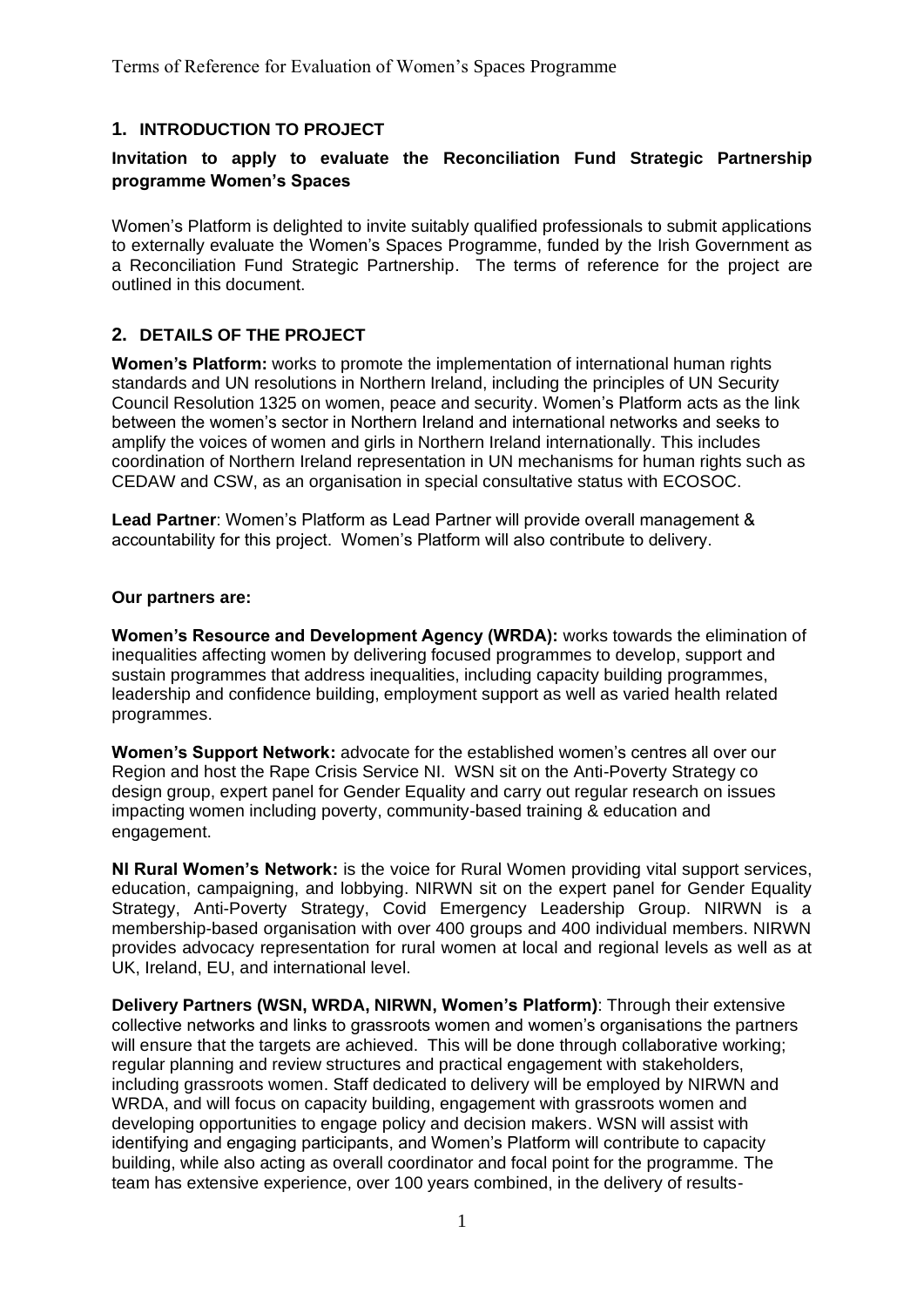## 1. INTRODUCTION TO PROJECT

### Invitation to apply to evaluate the Reconciliation Fund Strategic Partnership programme Women's Spaces

Women's Platform is delighted to invite suitably qualified professionals to submit applications to externally evaluate the Women's Spaces Programme, funded by the Irish Government as a Reconciliation Fund Strategic Partnership. The terms of reference for the project are outlined in this document.

## 2. DETAILS OF THE PROJECT

**Women's Platform:** works to promote the implementation of international human rights standards and UN resolutions in Northern Ireland, including the principles of UN Security Council Resolution 1325 on women, peace and security. Women's Platform acts as the link between the women's sector in Northern Ireland and international networks and seeks to amplify the voices of women and girls in Northern Ireland internationally. This includes coordination of Northern Ireland representation in UN mechanisms for human rights such as CEDAW and CSW, as an organisation in special consultative status with ECOSOC.

**Lead Partner**: Women's Platform as Lead Partner will provide overall management & accountability for this project. Women's Platform will also contribute to delivery.

**Our partners are:**

**Women's Resource and Development Agency (WRDA):** works towards the elimination of inequalities affecting women by delivering focused programmes to develop, support and sustain programmes that address inequalities, including capacity building programmes, leadership and confidence building, employment support as well as varied health related programmes.

**Women's Support Network:** advocate for the established women's centres all over our Region and host the Rape Crisis Service NI. WSN sit on the Anti-Poverty Strategy co design group, expert panel for Gender Equality and carry out regular research on issues impacting women including poverty, community-based training & education and engagement.

**NI Rural Women's Network:** is the voice for Rural Women providing vital support services, education, campaigning, and lobbying. NIRWN sit on the expert panel for Gender Equality Strategy, Anti-Poverty Strategy, Covid Emergency Leadership Group. NIRWN is a membership-based organisation with over 400 groups and 400 individual members. NIRWN provides advocacy representation for rural women at local and regional levels as well as at UK, Ireland, EU, and international level.

**Delivery Partners (WSN, WRDA, NIRWN, Women's Platform)**: Through their extensive collective networks and links to grassroots women and women's organisations the partners will ensure that the targets are achieved. This will be done through collaborative working; regular planning and review structures and practical engagement with stakeholders, including grassroots women. Staff dedicated to delivery will be employed by NIRWN and WRDA, and will focus on capacity building, engagement with grassroots women and developing opportunities to engage policy and decision makers. WSN will assist with identifying and engaging participants, and Women's Platform will contribute to capacity building, while also acting as overall coordinator and focal point for the programme. The team has extensive experience, over 100 years combined, in the delivery of results-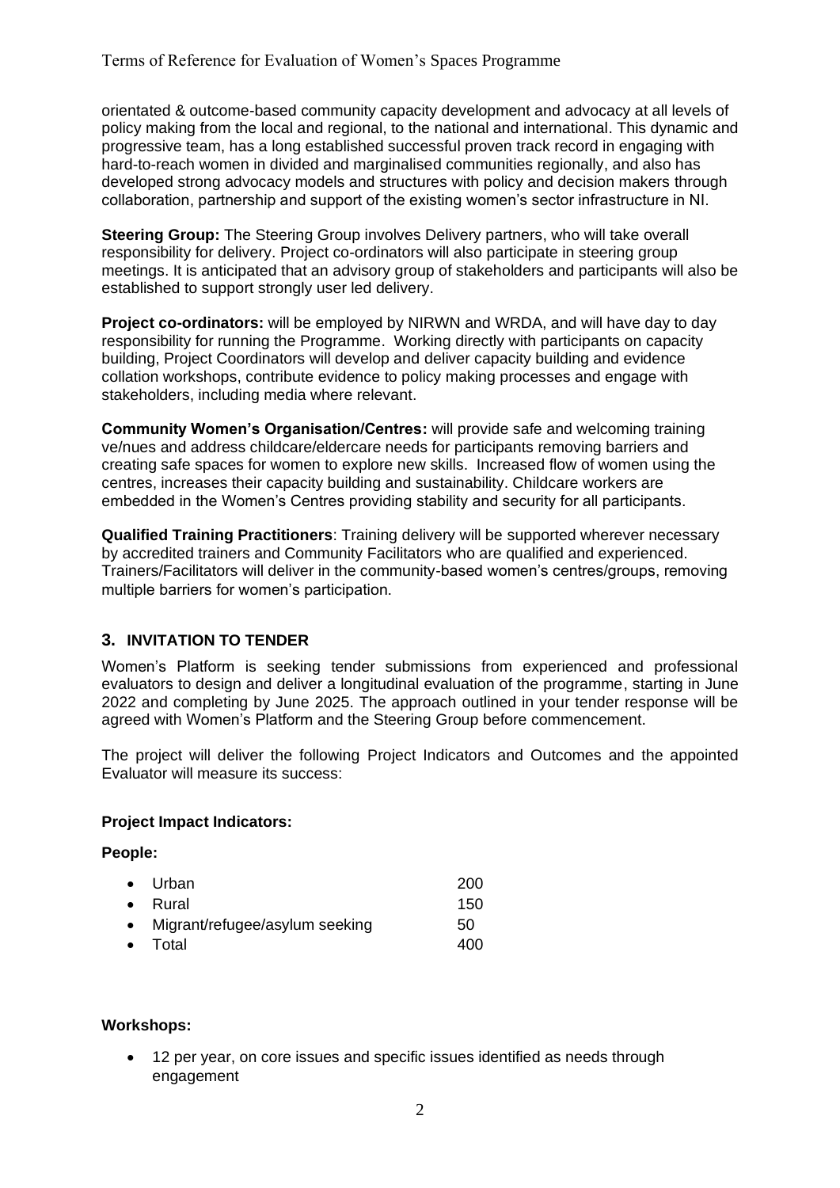orientated & outcome-based community capacity development and advocacy at all levels of policy making from the local and regional, to the national and international. This dynamic and progressive team, has a long established successful proven track record in engaging with hard-to-reach women in divided and marginalised communities regionally, and also has developed strong advocacy models and structures with policy and decision makers through collaboration, partnership and support of the existing women's sector infrastructure in NI.

**Steering Group:** The Steering Group involves Delivery partners, who will take overall responsibility for delivery. Project co-ordinators will also participate in steering group meetings. It is anticipated that an advisory group of stakeholders and participants will also be established to support strongly user led delivery.

**Project co-ordinators:** will be employed by NIRWN and WRDA, and will have day to day responsibility for running the Programme. Working directly with participants on capacity building, Project Coordinators will develop and deliver capacity building and evidence collation workshops, contribute evidence to policy making processes and engage with stakeholders, including media where relevant.

**Community Women's Organisation/Centres:** will provide safe and welcoming training ve/nues and address childcare/eldercare needs for participants removing barriers and creating safe spaces for women to explore new skills. Increased flow of women using the centres, increases their capacity building and sustainability. Childcare workers are embedded in the Women's Centres providing stability and security for all participants.

**Qualified Training Practitioners**: Training delivery will be supported wherever necessary by accredited trainers and Community Facilitators who are qualified and experienced. Trainers/Facilitators will deliver in the community-based women's centres/groups, removing multiple barriers for women's participation.

## 3. INVITATION TO TENDER

Women's Platform is seeking tender submissions from experienced and professional evaluators to design and deliver a longitudinal evaluation of the programme, starting in June 2022 and completing by June 2025. The approach outlined in your tender response will be agreed with Women's Platform and the Steering Group before commencement.

The project will deliver the following Project Indicators and Outcomes and the appointed Evaluator will measure its success:

**Project Impact Indicators:**

**People:**

- Urban 200
- Rural 150
- Migrant/refugee/asylum seeking 50
- Total 400

**Workshops:**

- 12 per year, on core issues and specific issues identified as needs through engagement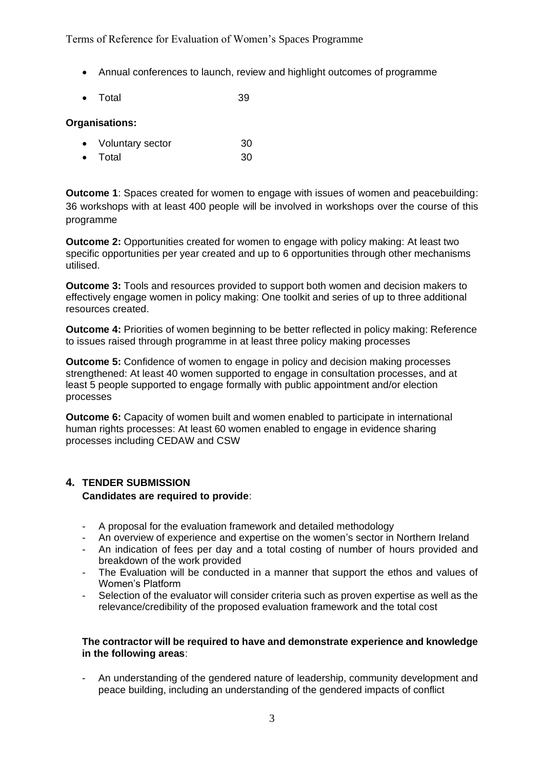- Annual conferences to launch, review and highlight outcomes of programme
- Total 39

**Organisations:**

- Voluntary sector 30
- Total 30

**Outcome 1**: Spaces created for women to engage with issues of women and peacebuilding: 36 workshops with at least 400 people will be involved in workshops over the course of this programme

**Outcome 2:** Opportunities created for women to engage with policy making: At least two specific opportunities per year created and up to 6 opportunities through other mechanisms utilised.

**Outcome 3:** Tools and resources provided to support both women and decision makers to effectively engage women in policy making: One toolkit and series of up to three additional resources created.

**Outcome 4:** Priorities of women beginning to be better reflected in policy making: Reference to issues raised through programme in at least three policy making processes

**Outcome 5:** Confidence of women to engage in policy and decision making processes strengthened: At least 40 women supported to engage in consultation processes, and at least 5 people supported to engage formally with public appointment and/or election processes

**Outcome 6:** Capacity of women built and women enabled to participate in international human rights processes: At least 60 women enabled to engage in evidence sharing processes including CEDAW and CSW

## 4. TENDER SUBMISSION

**Candidates are required to provide**:

- A proposal for the evaluation framework and detailed methodology
- An overview of experience and expertise on the women's sector in Northern Ireland
- An indication of fees per day and a total costing of number of hours provided and breakdown of the work provided
- The Evaluation will be conducted in a manner that support the ethos and values of Women's Platform
- Selection of the evaluator will consider criteria such as proven expertise as well as the relevance/credibility of the proposed evaluation framework and the total cost

**The contractor will be required to have and demonstrate experience and knowledge in the following areas**:

- An understanding of the gendered nature of leadership, community development and peace building, including an understanding of the gendered impacts of conflict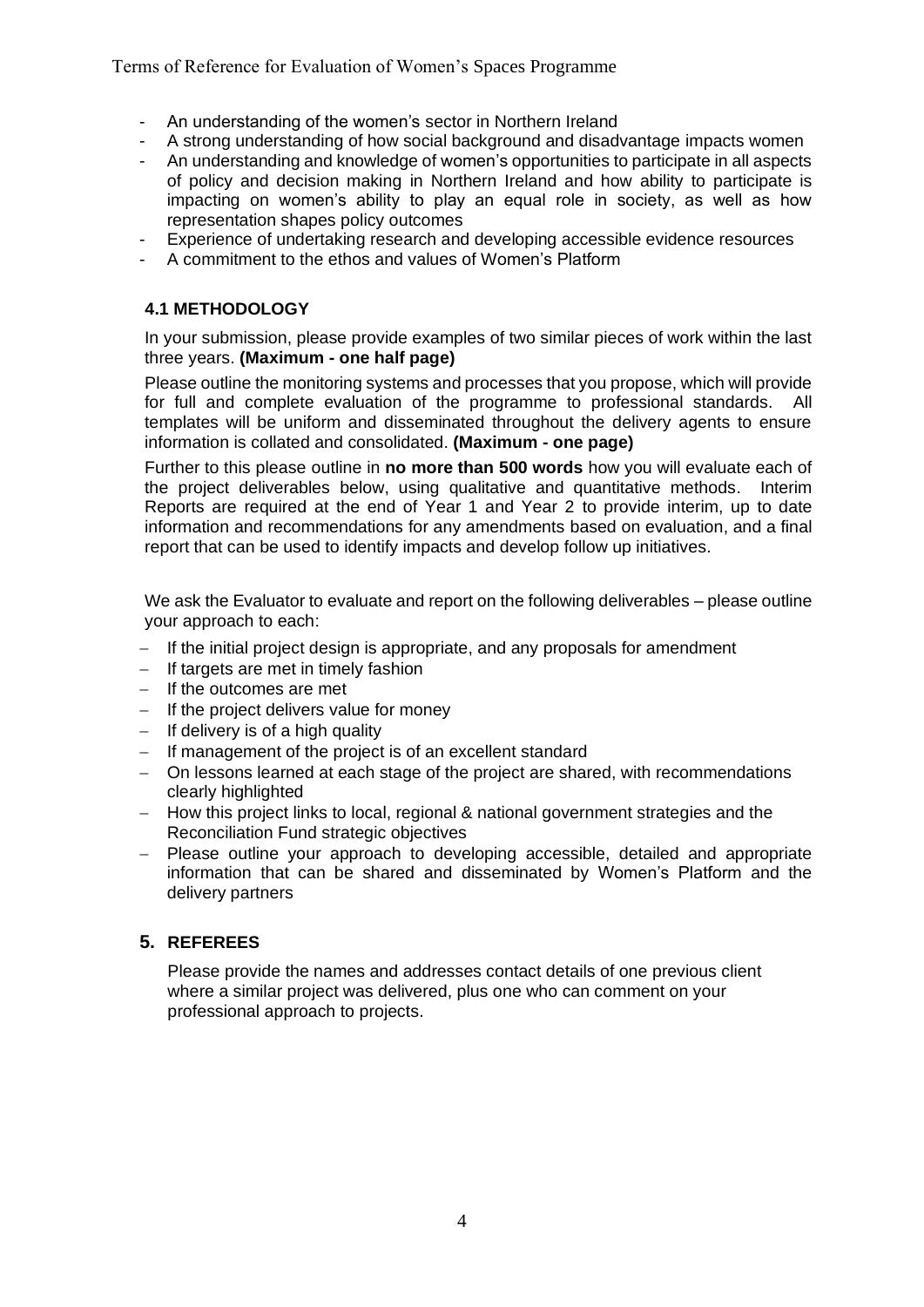- An understanding of the women's sector in Northern Ireland
- A strong understanding of how social background and disadvantage impacts women
- An understanding and knowledge of women's opportunities to participate in all aspects of policy and decision making in Northern Ireland and how ability to participate is impacting on women's ability to play an equal role in society, as well as how representation shapes policy outcomes
- Experience of undertaking research and developing accessible evidence resources
- A commitment to the ethos and values of Women's Platform

### 4.1 METHODOLOGY

In your submission, please provide examples of two similar pieces of work within the last three years. **(Maximum - one half page)**

Please outline the monitoring systems and processes that you propose, which will provide for full and complete evaluation of the programme to professional standards. All templates will be uniform and disseminated throughout the delivery agents to ensure information is collated and consolidated. **(Maximum - one page)**

Further to this please outline in **no more than 500 words** how you will evaluate each of the project deliverables below, using qualitative and quantitative methods. Interim Reports are required at the end of Year 1 and Year 2 to provide interim, up to date information and recommendations for any amendments based on evaluation, and a final report that can be used to identify impacts and develop follow up initiatives.

We ask the Evaluator to evaluate and report on the following deliverables – please outline your approach to each:

- If the initial project design is appropriate, and any proposals for amendment
- If targets are met in timely fashion
- If the outcomes are met
- If the project delivers value for money
- If delivery is of a high quality
- If management of the project is of an excellent standard
- On lessons learned at each stage of the project are shared, with recommendations clearly highlighted
- How this project links to local, regional & national government strategies and the Reconciliation Fund strategic objectives
- Please outline your approach to developing accessible, detailed and appropriate information that can be shared and disseminated by Women's Platform and the delivery partners

## 5. REFEREES

Please provide the names and addresses contact details of one previous client where a similar project was delivered, plus one who can comment on your professional approach to projects.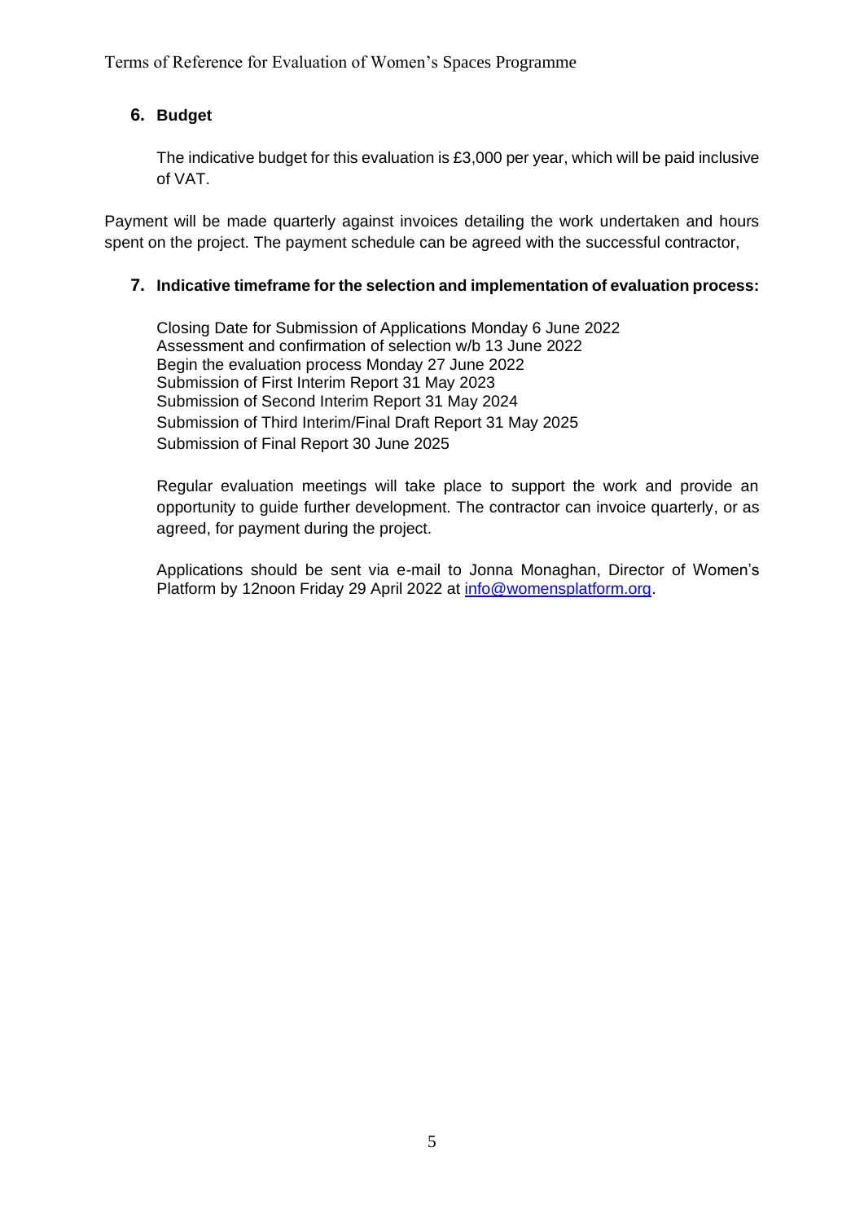## 6. Budget

The indicative budget for this evaluation is £3,000 per year, which will be paid inclusive of VAT.

Payment will be made quarterly against invoices detailing the work undertaken and hours spent on the project. The payment schedule can be agreed with the successful contractor,

## 7. Indicative timeframe for the selection and implementation of evaluation process:

Closing Date for Submission of Applications Monday 6 June 2022
Assessment and confirmation of selection w/b 13 June 2022
Begin the evaluation process Monday 27 June 2022
Submission of First Interim Report 31 May 2023
Submission of Second Interim Report 31 May 2024
Submission of Third Interim/Final Draft Report 31 May 2025
Submission of Final Report 30 June 2025

Regular evaluation meetings will take place to support the work and provide an opportunity to guide further development. The contractor can invoice quarterly, or as agreed, for payment during the project.

Applications should be sent via e-mail to Jonna Monaghan, Director of Women's Platform by 12noon Friday 29 April 2022 at info@womensplatform.org.